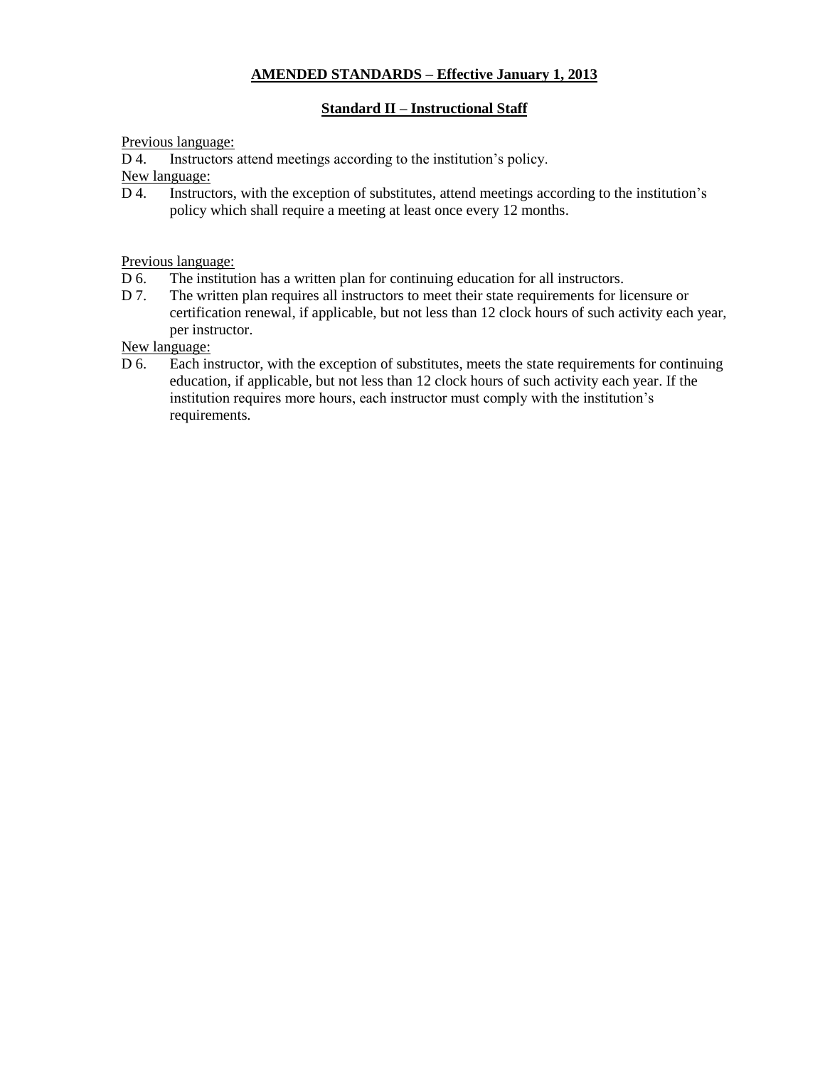# AMENDED STANDARDS – Effective January 1, 2013

## Standard II – Instructional Staff

Previous language:

D 4. Instructors attend meetings according to the institution's policy.

New language:

D 4. Instructors, with the exception of substitutes, attend meetings according to the institution's policy which shall require a meeting at least once every 12 months.

Previous language:

D 6. The institution has a written plan for continuing education for all instructors.

D 7. The written plan requires all instructors to meet their state requirements for licensure or certification renewal, if applicable, but not less than 12 clock hours of such activity each year, per instructor.

New language:

D 6. Each instructor, with the exception of substitutes, meets the state requirements for continuing education, if applicable, but not less than 12 clock hours of such activity each year. If the institution requires more hours, each instructor must comply with the institution's requirements.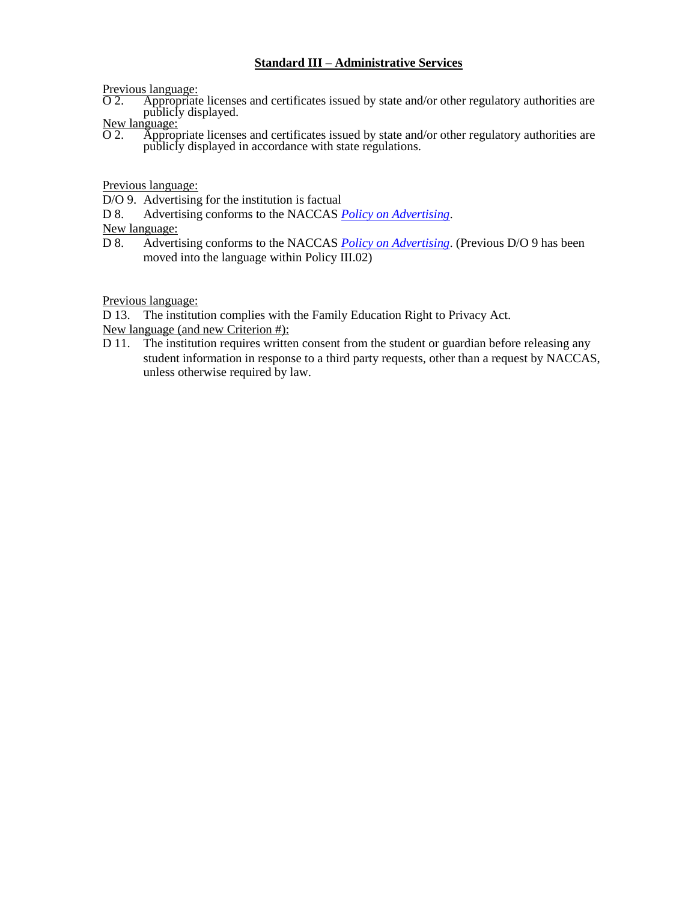## Standard III – Administrative Services

<u>Previous language:</u>

O 2. Appropriate licenses and certificates issued by state and/or other regulatory authorities are publicly displayed.

<u>New language:</u>

O 2. Appropriate licenses and certificates issued by state and/or other regulatory authorities are publicly displayed in accordance with state regulations.

<u>Previous language:</u>

D/O 9. Advertising for the institution is factual

D 8. Advertising conforms to the NACCAS *Policy on Advertising*.

<u>New language:</u>

D 8. Advertising conforms to the NACCAS *Policy on Advertising*. (Previous D/O 9 has been moved into the language within Policy III.02)

<u>Previous language:</u>

D 13. The institution complies with the Family Education Right to Privacy Act.

<u>New language (and new Criterion #):</u>

D 11. The institution requires written consent from the student or guardian before releasing any student information in response to a third party requests, other than a request by NACCAS, unless otherwise required by law.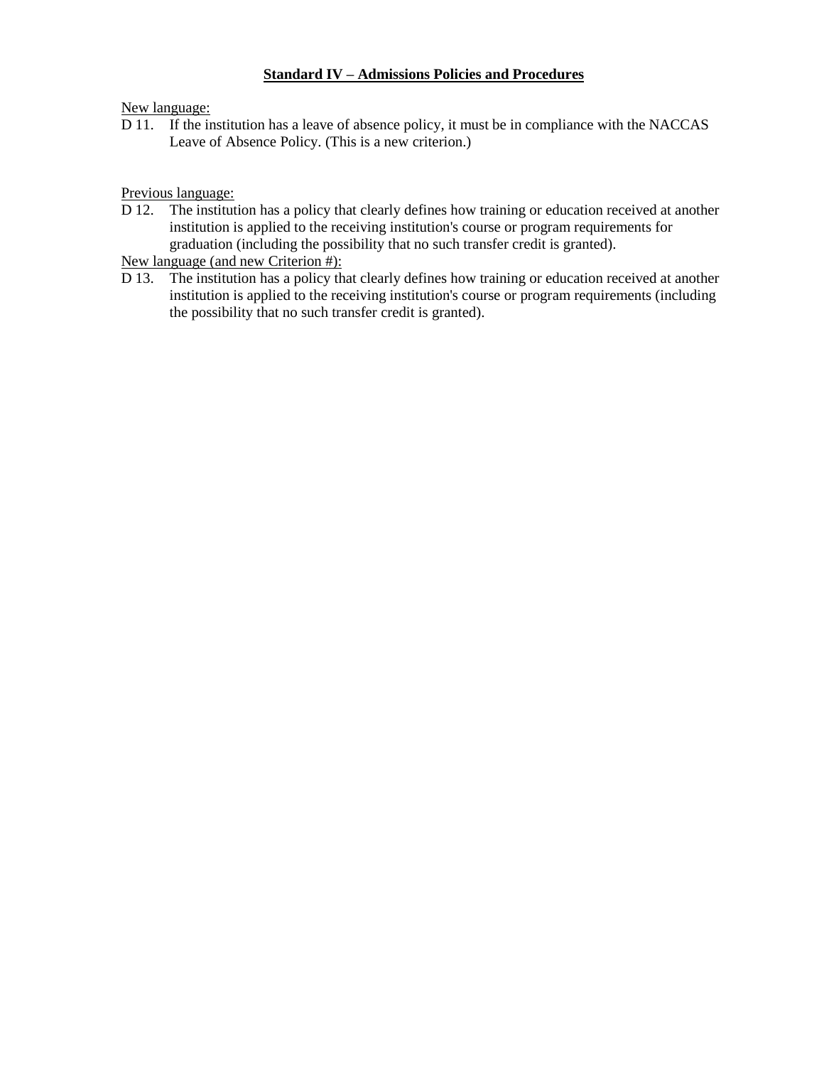## Standard IV – Admissions Policies and Procedures

New language:

D 11. If the institution has a leave of absence policy, it must be in compliance with the NACCAS Leave of Absence Policy. (This is a new criterion.)

Previous language:

D 12. The institution has a policy that clearly defines how training or education received at another institution is applied to the receiving institution's course or program requirements for graduation (including the possibility that no such transfer credit is granted).

New language (and new Criterion #):

D 13. The institution has a policy that clearly defines how training or education received at another institution is applied to the receiving institution's course or program requirements (including the possibility that no such transfer credit is granted).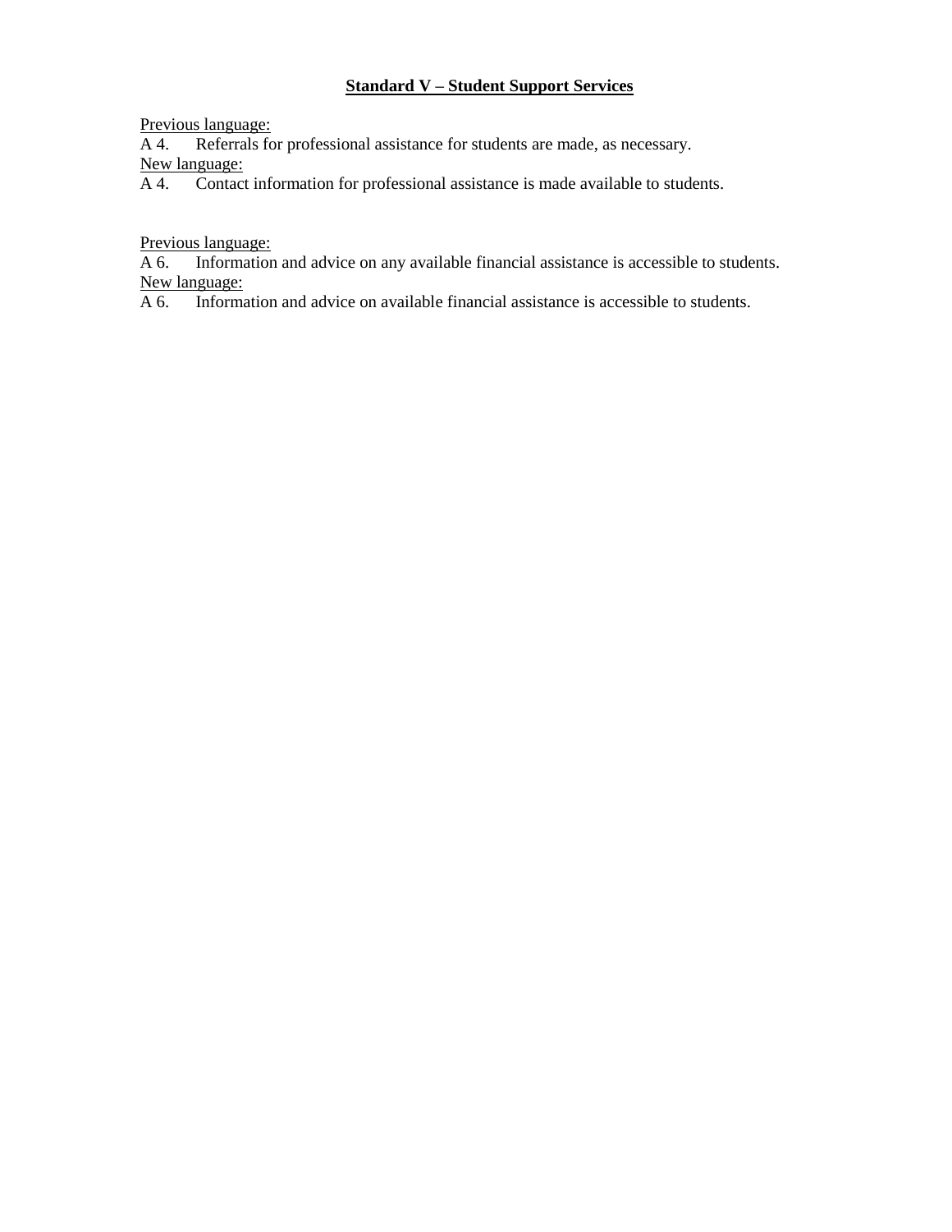## Standard V – Student Support Services

Previous language:

A 4. Referrals for professional assistance for students are made, as necessary.

New language:

A 4. Contact information for professional assistance is made available to students.

Previous language:

A 6. Information and advice on any available financial assistance is accessible to students.

New language:

A 6. Information and advice on available financial assistance is accessible to students.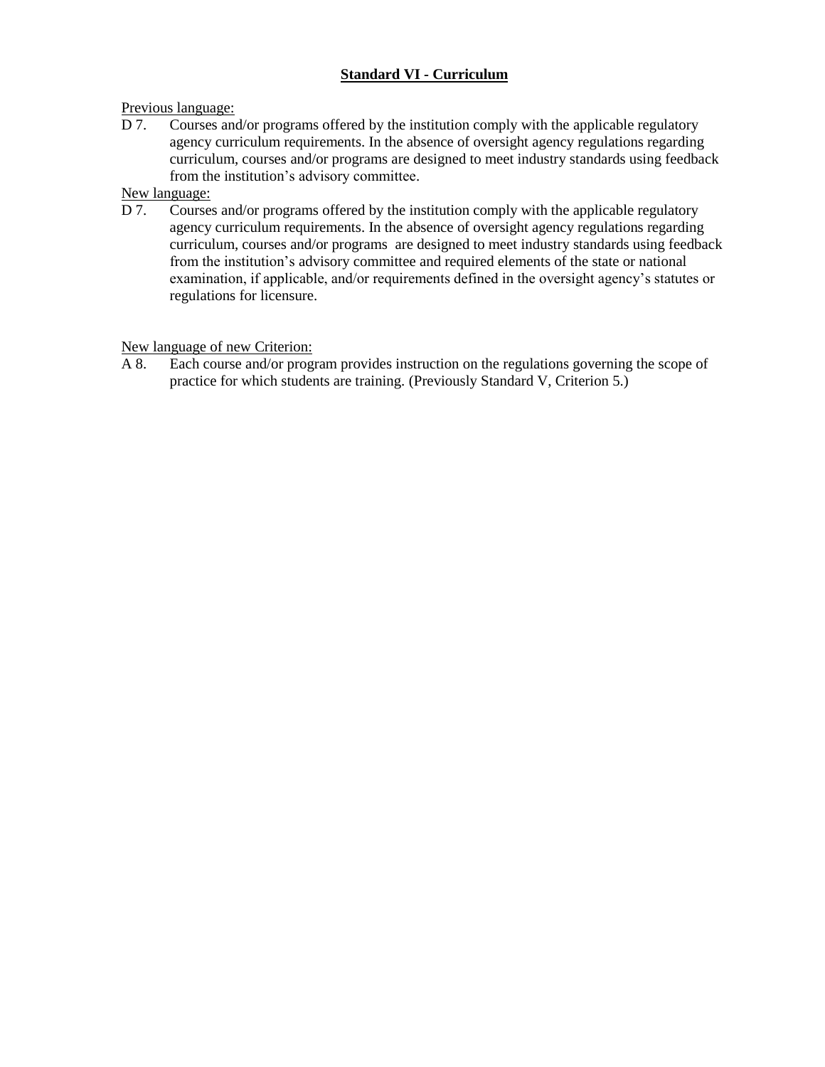## Standard VI - Curriculum

Previous language:

D 7. Courses and/or programs offered by the institution comply with the applicable regulatory agency curriculum requirements. In the absence of oversight agency regulations regarding curriculum, courses and/or programs are designed to meet industry standards using feedback from the institution's advisory committee.

New language:

D 7. Courses and/or programs offered by the institution comply with the applicable regulatory agency curriculum requirements. In the absence of oversight agency regulations regarding curriculum, courses and/or programs are designed to meet industry standards using feedback from the institution's advisory committee and required elements of the state or national examination, if applicable, and/or requirements defined in the oversight agency's statutes or regulations for licensure.

New language of new Criterion:

A 8. Each course and/or program provides instruction on the regulations governing the scope of practice for which students are training. (Previously Standard V, Criterion 5.)